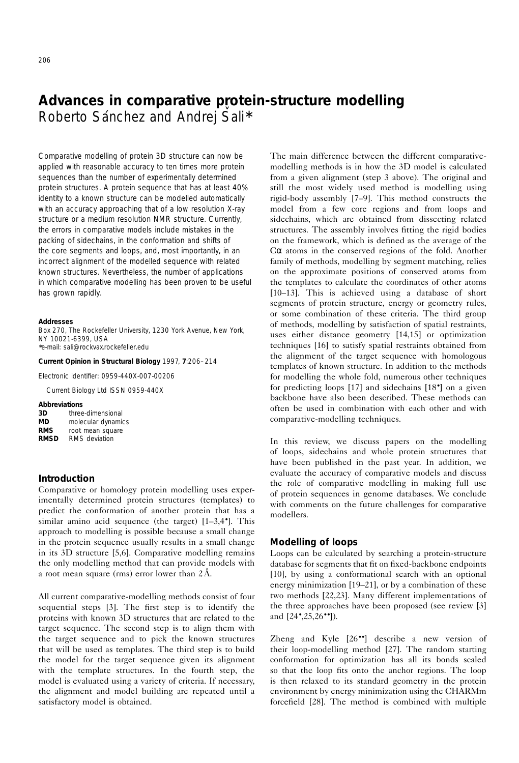# Advances in comparative protein-structure modelling

Roberto Sánchez and Andrej Šali*

Comparative modelling of protein 3D structure can now be applied with reasonable accuracy to ten times more protein sequences than the number of experimentally determined protein structures. A protein sequence that has at least 40% identity to a known structure can be modelled automatically with an accuracy approaching that of a low resolution X-ray structure or a medium resolution NMR structure. Currently, the errors in comparative models include mistakes in the packing of sidechains, in the conformation and shifts of the core segments and loops, and, most importantly, in an incorrect alignment of the modelled sequence with related known structures. Nevertheless, the number of applications in which comparative modelling has been proven to be useful has grown rapidly.

**Addresses**
Box 270, The Rockefeller University, 1230 York Avenue, New York, NY 10021-6399, USA
*e-mail: sali@rockvax.rockefeller.edu

**Current Opinion in Structural Biology** 1997, **7**:206–214

Electronic identifier: 0959-440X-007-00206

© Current Biology Ltd ISSN 0959-440X

**Abbreviations**

| | |
|---|---|
| **3D** | three-dimensional |
| **MD** | molecular dynamics |
| **RMS** | root mean square |
| **RMSD** | RMS deviation |

## Introduction

Comparative or homology protein modelling uses experimentally determined protein structures (templates) to predict the conformation of another protein that has a similar amino acid sequence (the target) [1–3,4•]. This approach to modelling is possible because a small change in the protein sequence usually results in a small change in its 3D structure [5,6]. Comparative modelling remains the only modelling method that can provide models with a root mean square (rms) error lower than 2 Å.

All current comparative-modelling methods consist of four sequential steps [3]. The first step is to identify the proteins with known 3D structures that are related to the target sequence. The second step is to align them with the target sequence and to pick the known structures that will be used as templates. The third step is to build the model for the target sequence given its alignment with the template structures. In the fourth step, the model is evaluated using a variety of criteria. If necessary, the alignment and model building are repeated until a satisfactory model is obtained.

The main difference between the different comparative-modelling methods is in how the 3D model is calculated from a given alignment (step 3 above). The original and still the most widely used method is modelling using rigid-body assembly [7–9]. This method constructs the model from a few core regions and from loops and sidechains, which are obtained from dissecting related structures. The assembly involves fitting the rigid bodies on the framework, which is defined as the average of the Cα atoms in the conserved regions of the fold. Another family of methods, modelling by segment matching, relies on the approximate positions of conserved atoms from the templates to calculate the coordinates of other atoms [10–13]. This is achieved using a database of short segments of protein structure, energy or geometry rules, or some combination of these criteria. The third group of methods, modelling by satisfaction of spatial restraints, uses either distance geometry [14,15] or optimization techniques [16] to satisfy spatial restraints obtained from the alignment of the target sequence with homologous templates of known structure. In addition to the methods for modelling the whole fold, numerous other techniques for predicting loops [17] and sidechains [18•] on a given backbone have also been described. These methods can often be used in combination with each other and with comparative-modelling techniques.

In this review, we discuss papers on the modelling of loops, sidechains and whole protein structures that have been published in the past year. In addition, we evaluate the accuracy of comparative models and discuss the role of comparative modelling in making full use of protein sequences in genome databases. We conclude with comments on the future challenges for comparative modellers.

## Modelling of loops

Loops can be calculated by searching a protein-structure database for segments that fit on fixed-backbone endpoints [10], by using a conformational search with an optional energy minimization [19–21], or by a combination of these two methods [22,23]. Many different implementations of the three approaches have been proposed (see review [3] and [24•,25,26••]).

Zheng and Kyle [26••] describe a new version of their loop-modelling method [27]. The random starting conformation for optimization has all its bonds scaled so that the loop fits onto the anchor regions. The loop is then relaxed to its standard geometry in the protein environment by energy minimization using the CHARMm forcefield [28]. The method is combined with multiple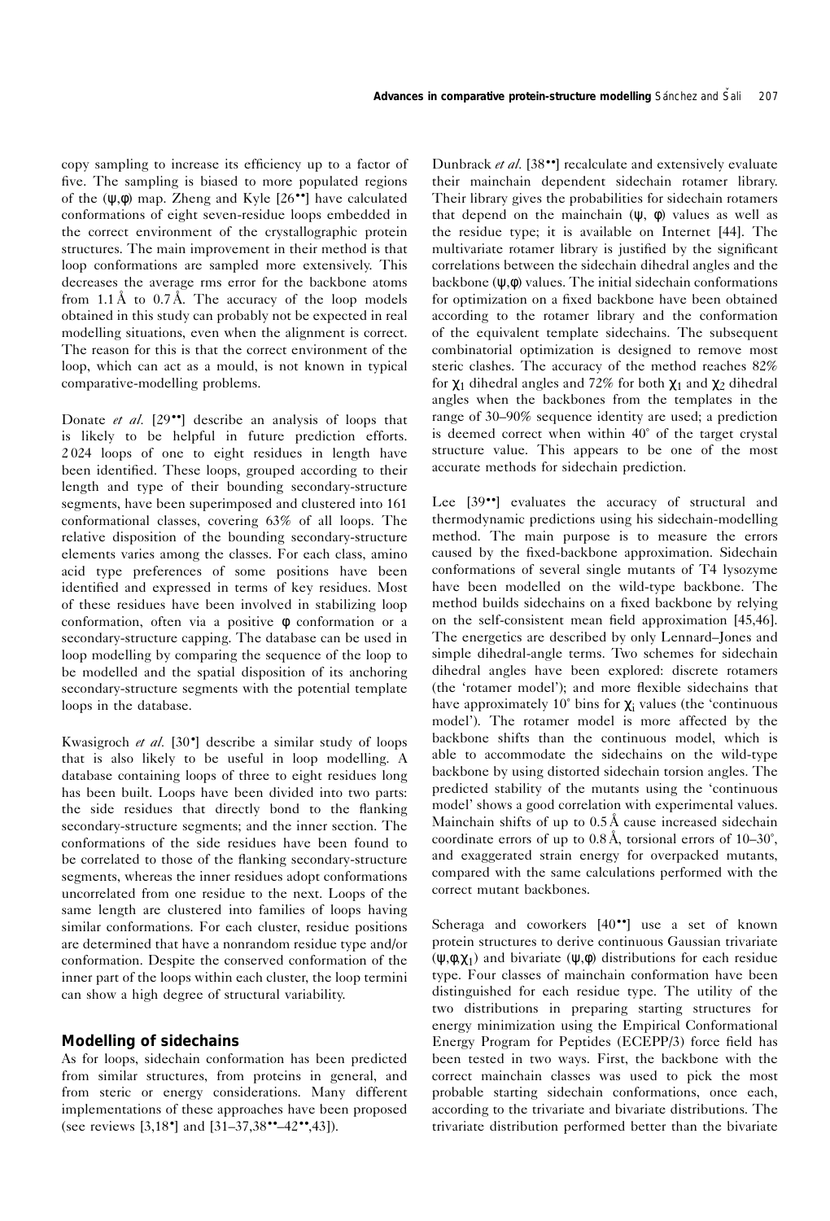copy sampling to increase its efficiency up to a factor of five. The sampling is biased to more populated regions of the ($\psi$,$\phi$) map. Zheng and Kyle [26••] have calculated conformations of eight seven-residue loops embedded in the correct environment of the crystallographic protein structures. The main improvement in their method is that loop conformations are sampled more extensively. This decreases the average rms error for the backbone atoms from 1.1Å to 0.7Å. The accuracy of the loop models obtained in this study can probably not be expected in real modelling situations, even when the alignment is correct. The reason for this is that the correct environment of the loop, which can act as a mould, is not known in typical comparative-modelling problems.

Donate *et al.* [29••] describe an analysis of loops that is likely to be helpful in future prediction efforts. 2024 loops of one to eight residues in length have been identified. These loops, grouped according to their length and type of their bounding secondary-structure segments, have been superimposed and clustered into 161 conformational classes, covering 63% of all loops. The relative disposition of the bounding secondary-structure elements varies among the classes. For each class, amino acid type preferences of some positions have been identified and expressed in terms of key residues. Most of these residues have been involved in stabilizing loop conformation, often via a positive $\phi$ conformation or a secondary-structure capping. The database can be used in loop modelling by comparing the sequence of the loop to be modelled and the spatial disposition of its anchoring secondary-structure segments with the potential template loops in the database.

Kwasigroch *et al.* [30•] describe a similar study of loops that is also likely to be useful in loop modelling. A database containing loops of three to eight residues long has been built. Loops have been divided into two parts: the side residues that directly bond to the flanking secondary-structure segments; and the inner section. The conformations of the side residues have been found to be correlated to those of the flanking secondary-structure segments, whereas the inner residues adopt conformations uncorrelated from one residue to the next. Loops of the same length are clustered into families of loops having similar conformations. For each cluster, residue positions are determined that have a nonrandom residue type and/or conformation. Despite the conserved conformation of the inner part of the loops within each cluster, the loop termini can show a high degree of structural variability.

## Modelling of sidechains

As for loops, sidechain conformation has been predicted from similar structures, from proteins in general, and from steric or energy considerations. Many different implementations of these approaches have been proposed (see reviews [3,18•] and [31–37,38••–42••,43]).

Dunbrack *et al.* [38••] recalculate and extensively evaluate their mainchain dependent sidechain rotamer library. Their library gives the probabilities for sidechain rotamers that depend on the mainchain ($\psi$, $\phi$) values as well as the residue type; it is available on Internet [44]. The multivariate rotamer library is justified by the significant correlations between the sidechain dihedral angles and the backbone ($\psi$,$\phi$) values. The initial sidechain conformations for optimization on a fixed backbone have been obtained according to the rotamer library and the conformation of the equivalent template sidechains. The subsequent combinatorial optimization is designed to remove most steric clashes. The accuracy of the method reaches 82% for $\chi_1$ dihedral angles and 72% for both $\chi_1$ and $\chi_2$ dihedral angles when the backbones from the templates in the range of 30–90% sequence identity are used; a prediction is deemed correct when within 40° of the target crystal structure value. This appears to be one of the most accurate methods for sidechain prediction.

Lee [39••] evaluates the accuracy of structural and thermodynamic predictions using his sidechain-modelling method. The main purpose is to measure the errors caused by the fixed-backbone approximation. Sidechain conformations of several single mutants of T4 lysozyme have been modelled on the wild-type backbone. The method builds sidechains on a fixed backbone by relying on the self-consistent mean field approximation [45,46]. The energetics are described by only Lennard–Jones and simple dihedral-angle terms. Two schemes for sidechain dihedral angles have been explored: discrete rotamers (the 'rotamer model'); and more flexible sidechains that have approximately 10° bins for $\chi_i$ values (the 'continuous model'). The rotamer model is more affected by the backbone shifts than the continuous model, which is able to accommodate the sidechains on the wild-type backbone by using distorted sidechain torsion angles. The predicted stability of the mutants using the 'continuous model' shows a good correlation with experimental values. Mainchain shifts of up to 0.5Å cause increased sidechain coordinate errors of up to 0.8Å, torsional errors of 10–30°, and exaggerated strain energy for overpacked mutants, compared with the same calculations performed with the correct mutant backbones.

Scheraga and coworkers [40••] use a set of known protein structures to derive continuous Gaussian trivariate ($\psi$,$\phi$,$\chi_1$) and bivariate ($\psi$,$\phi$) distributions for each residue type. Four classes of mainchain conformation have been distinguished for each residue type. The utility of the two distributions in preparing starting structures for energy minimization using the Empirical Conformational Energy Program for Peptides (ECEPP/3) force field has been tested in two ways. First, the backbone with the correct mainchain classes was used to pick the most probable starting sidechain conformations, once each, according to the trivariate and bivariate distributions. The trivariate distribution performed better than the bivariate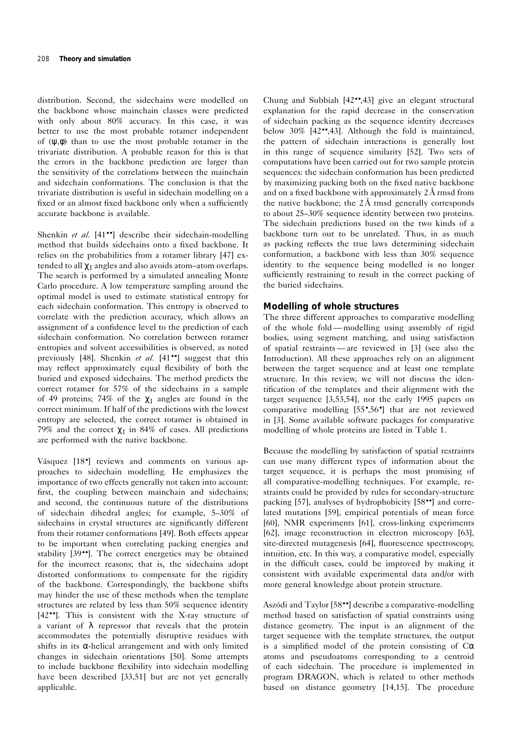distribution. Second, the sidechains were modelled on the backbone whose mainchain classes were predicted with only about 80% accuracy. In this case, it was better to use the most probable rotamer independent of ($\psi$,$\phi$) than to use the most probable rotamer in the trivariate distribution. A probable reason for this is that the errors in the backbone prediction are larger than the sensitivity of the correlations between the mainchain and sidechain conformations. The conclusion is that the trivariate distribution is useful in sidechain modelling on a fixed or an almost fixed backbone only when a sufficiently accurate backbone is available.

Shenkin *et al.* [41••] describe their sidechain-modelling method that builds sidechains onto a fixed backbone. It relies on the probabilities from a rotamer library [47] extended to all $\chi_1$ angles and also avoids atom–atom overlaps. The search is performed by a simulated annealing Monte Carlo procedure. A low temperature sampling around the optimal model is used to estimate statistical entropy for each sidechain conformation. This entropy is observed to correlate with the prediction accuracy, which allows an assignment of a confidence level to the prediction of each sidechain conformation. No correlation between rotamer entropies and solvent accessibilities is observed, as noted previously [48]. Shenkin *et al.* [41••] suggest that this may reflect approximately equal flexibility of both the buried and exposed sidechains. The method predicts the correct rotamer for 57% of the sidechains in a sample of 49 proteins; 74% of the $\chi_1$ angles are found in the correct minimum. If half of the predictions with the lowest entropy are selected, the correct rotamer is obtained in 79% and the correct $\chi_1$ in 84% of cases. All predictions are performed with the native backbone.

Vásquez [18•] reviews and comments on various approaches to sidechain modelling. He emphasizes the importance of two effects generally not taken into account: first, the coupling between mainchain and sidechains; and second, the continuous nature of the distributions of sidechain dihedral angles; for example, 5–30% of sidechains in crystal structures are significantly different from their rotamer conformations [49]. Both effects appear to be important when correlating packing energies and stability [39••]. The correct energetics may be obtained for the incorrect reasons; that is, the sidechains adopt distorted conformations to compensate for the rigidity of the backbone. Correspondingly, the backbone shifts may hinder the use of these methods when the template structures are related by less than 50% sequence identity [42••]. This is consistent with the X-ray structure of a variant of $\lambda$ repressor that reveals that the protein accommodates the potentially disruptive residues with shifts in its $\alpha$-helical arrangement and with only limited changes in sidechain orientations [50]. Some attempts to include backbone flexibility into sidechain modelling have been described [33,51] but are not yet generally applicable.

Chung and Subbiah [42••,43] give an elegant structural explanation for the rapid decrease in the conservation of sidechain packing as the sequence identity decreases below 30% [42••,43]. Although the fold is maintained, the pattern of sidechain interactions is generally lost in this range of sequence similarity [52]. Two sets of computations have been carried out for two sample protein sequences: the sidechain conformation has been predicted by maximizing packing both on the fixed native backbone and on a fixed backbone with approximately 2 Å rmsd from the native backbone; the 2 Å rmsd generally corresponds to about 25–30% sequence identity between two proteins. The sidechain predictions based on the two kinds of a backbone turn out to be unrelated. Thus, in as much as packing reflects the true laws determining sidechain conformation, a backbone with less than 30% sequence identity to the sequence being modelled is no longer sufficiently restraining to result in the correct packing of the buried sidechains.

## Modelling of whole structures

The three different approaches to comparative modelling of the whole fold — modelling using assembly of rigid bodies, using segment matching, and using satisfaction of spatial restraints — are reviewed in [3] (see also the Introduction). All these approaches rely on an alignment between the target sequence and at least one template structure. In this review, we will not discuss the identification of the templates and their alignment with the target sequence [3,53,54], nor the early 1995 papers on comparative modelling [55•,56•] that are not reviewed in [3]. Some available software packages for comparative modelling of whole proteins are listed in Table 1.

Because the modelling by satisfaction of spatial restraints can use many different types of information about the target sequence, it is perhaps the most promising of all comparative-modelling techniques. For example, restraints could be provided by rules for secondary-structure packing [57], analyses of hydrophobicity [58••] and correlated mutations [59], empirical potentials of mean force [60], NMR experiments [61], cross-linking experiments [62], image reconstruction in electron microscopy [63], site-directed mutagenesis [64], fluorescence spectroscopy, intuition, etc. In this way, a comparative model, especially in the difficult cases, could be improved by making it consistent with available experimental data and/or with more general knowledge about protein structure.

Aszódi and Taylor [58••] describe a comparative-modelling method based on satisfaction of spatial constraints using distance geometry. The input is an alignment of the target sequence with the template structures, the output is a simplified model of the protein consisting of C$\alpha$ atoms and pseudoatoms corresponding to a centroid of each sidechain. The procedure is implemented in program DRAGON, which is related to other methods based on distance geometry [14,15]. The procedure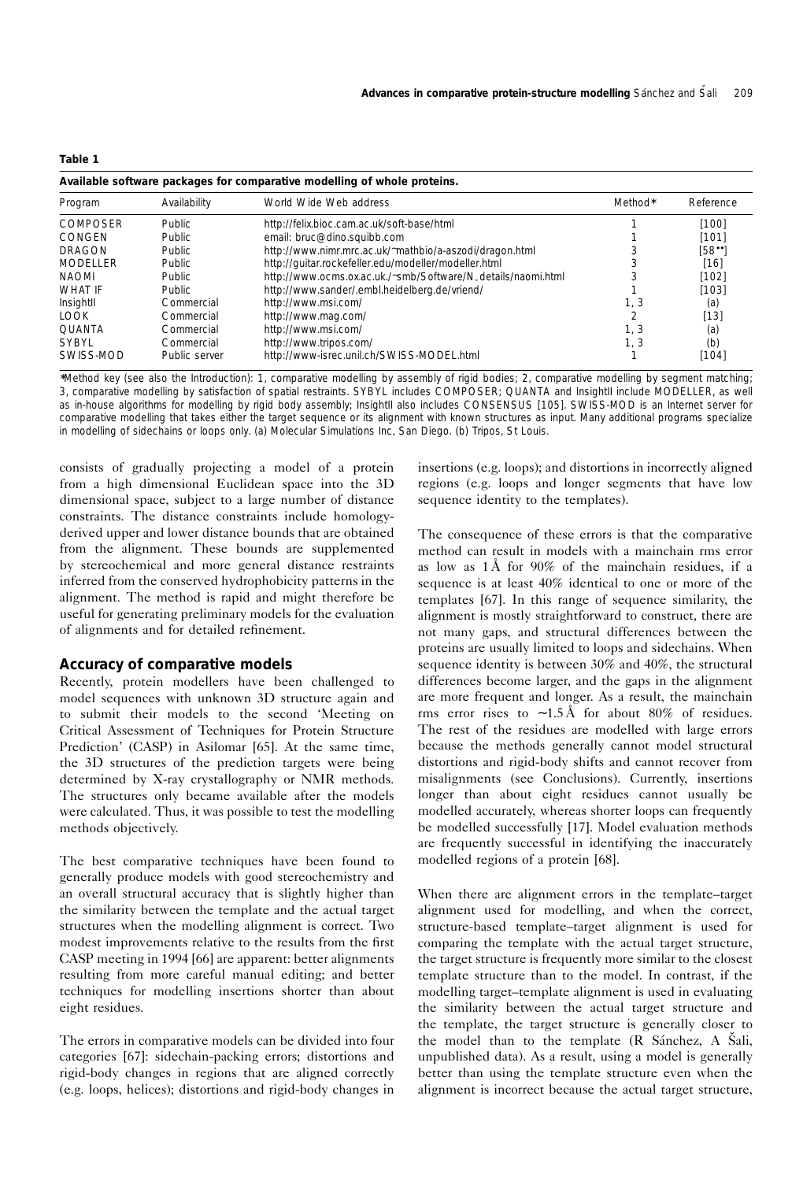**Table 1**

**Available software packages for comparative modelling of whole proteins.**

| Program | Availability | World Wide Web address | Method* | Reference |
|---|---|---|---|---|
| COMPOSER | Public | http://felix.bioc.cam.ac.uk/soft-base/html | 1 | [100] |
| CONGEN | Public | email: bruc@dino.squibb.com | 1 | [101] |
| DRAGON | Public | http://www.nimr.mrc.ac.uk/~mathbio/a-aszodi/dragon.html | 3 | [58••] |
| MODELLER | Public | http://guitar.rockefeller.edu/modeller/modeller.html | 3 | [16] |
| NAOMI | Public | http://www.ocms.ox.ac.uk./~smb/Software/N_details/naomi.html | 3 | [102] |
| WHAT IF | Public | http://www.sander/.embl.heidelberg.de/vriend/ | 1 | [103] |
| InsightII | Commercial | http://www.msi.com/ | 1, 3 | (a) |
| LOOK | Commercial | http://www.mag.com/ | 2 | [13] |
| QUANTA | Commercial | http://www.msi.com/ | 1, 3 | (a) |
| SYBYL | Commercial | http://www.tripos.com/ | 1, 3 | (b) |
| SWISS-MOD | Public server | http://www-isrec.unil.ch/SWISS-MODEL.html | 1 | [104] |

*Method key (see also the Introduction): 1, comparative modelling by assembly of rigid bodies; 2, comparative modelling by segment matching; 3, comparative modelling by satisfaction of spatial restraints. SYBYL includes COMPOSER; QUANTA and InsightII include MODELLER, as well as in-house algorithms for modelling by rigid body assembly; InsightII also includes CONSENSUS [105]. SWISS-MOD is an Internet server for comparative modelling that takes either the target sequence or its alignment with known structures as input. Many additional programs specialize in modelling of sidechains or loops only. (a) Molecular Simulations Inc, San Diego. (b) Tripos, St Louis.

consists of gradually projecting a model of a protein from a high dimensional Euclidean space into the 3D dimensional space, subject to a large number of distance constraints. The distance constraints include homology-derived upper and lower distance bounds that are obtained from the alignment. These bounds are supplemented by stereochemical and more general distance restraints inferred from the conserved hydrophobicity patterns in the alignment. The method is rapid and might therefore be useful for generating preliminary models for the evaluation of alignments and for detailed refinement.

## Accuracy of comparative models

Recently, protein modellers have been challenged to model sequences with unknown 3D structure again and to submit their models to the second 'Meeting on Critical Assessment of Techniques for Protein Structure Prediction' (CASP) in Asilomar [65]. At the same time, the 3D structures of the prediction targets were being determined by X-ray crystallography or NMR methods. The structures only became available after the models were calculated. Thus, it was possible to test the modelling methods objectively.

The best comparative techniques have been found to generally produce models with good stereochemistry and an overall structural accuracy that is slightly higher than the similarity between the template and the actual target structures when the modelling alignment is correct. Two modest improvements relative to the results from the first CASP meeting in 1994 [66] are apparent: better alignments resulting from more careful manual editing; and better techniques for modelling insertions shorter than about eight residues.

The errors in comparative models can be divided into four categories [67]: sidechain-packing errors; distortions and rigid-body changes in regions that are aligned correctly (e.g. loops, helices); distortions and rigid-body changes in insertions (e.g. loops); and distortions in incorrectly aligned regions (e.g. loops and longer segments that have low sequence identity to the templates).

The consequence of these errors is that the comparative method can result in models with a mainchain rms error as low as 1Å for 90% of the mainchain residues, if a sequence is at least 40% identical to one or more of the templates [67]. In this range of sequence similarity, the alignment is mostly straightforward to construct, there are not many gaps, and structural differences between the proteins are usually limited to loops and sidechains. When sequence identity is between 30% and 40%, the structural differences become larger, and the gaps in the alignment are more frequent and longer. As a result, the mainchain rms error rises to ~1.5Å for about 80% of residues. The rest of the residues are modelled with large errors because the methods generally cannot model structural distortions and rigid-body shifts and cannot recover from misalignments (see Conclusions). Currently, insertions longer than about eight residues cannot usually be modelled accurately, whereas shorter loops can frequently be modelled successfully [17]. Model evaluation methods are frequently successful in identifying the inaccurately modelled regions of a protein [68].

When there are alignment errors in the template–target alignment used for modelling, and when the correct, structure-based template–target alignment is used for comparing the template with the actual target structure, the target structure is frequently more similar to the closest template structure than to the model. In contrast, if the modelling target–template alignment is used in evaluating the similarity between the actual target structure and the template, the target structure is generally closer to the model than to the template (R Sánchez, A Šali, unpublished data). As a result, using a model is generally better than using the template structure even when the alignment is incorrect because the actual target structure,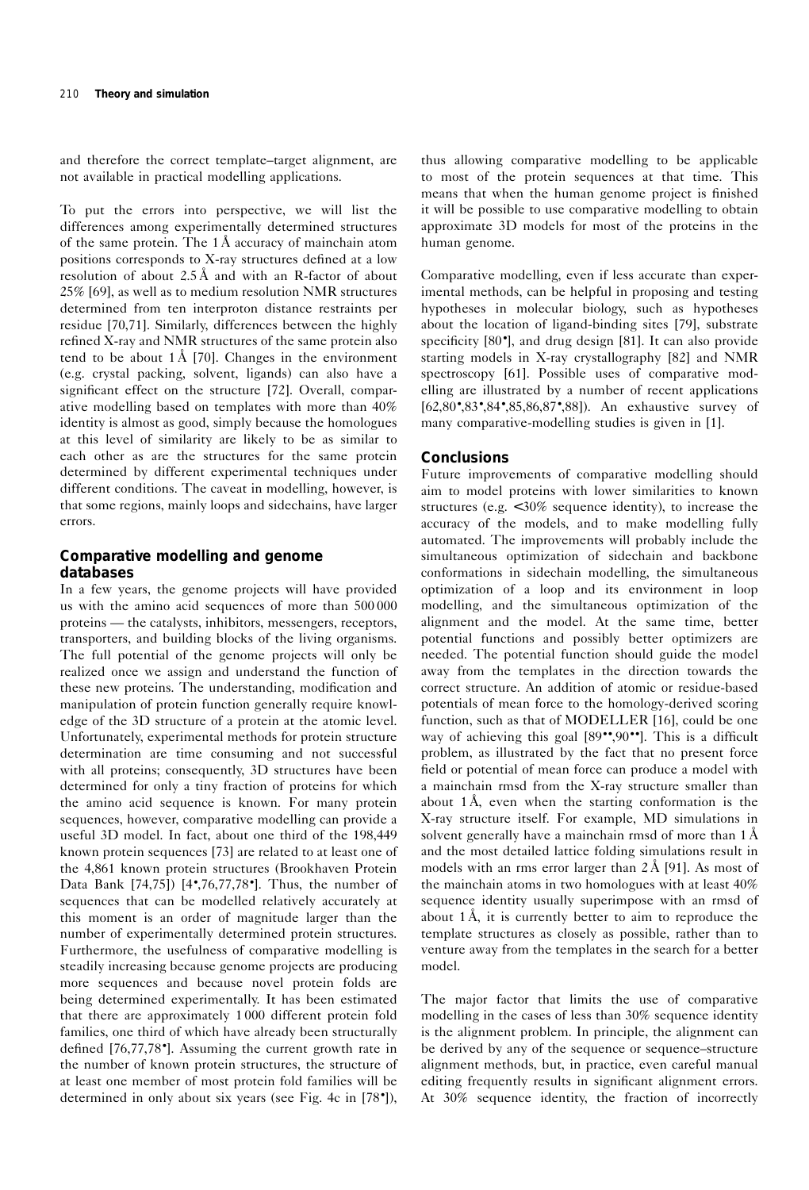and therefore the correct template–target alignment, are not available in practical modelling applications.

To put the errors into perspective, we will list the differences among experimentally determined structures of the same protein. The 1 Å accuracy of mainchain atom positions corresponds to X-ray structures defined at a low resolution of about 2.5 Å and with an R-factor of about 25% [69], as well as to medium resolution NMR structures determined from ten interproton distance restraints per residue [70,71]. Similarly, differences between the highly refined X-ray and NMR structures of the same protein also tend to be about 1 Å [70]. Changes in the environment (e.g. crystal packing, solvent, ligands) can also have a significant effect on the structure [72]. Overall, comparative modelling based on templates with more than 40% identity is almost as good, simply because the homologues at this level of similarity are likely to be as similar to each other as are the structures for the same protein determined by different experimental techniques under different conditions. The caveat in modelling, however, is that some regions, mainly loops and sidechains, have larger errors.

## Comparative modelling and genome databases

In a few years, the genome projects will have provided us with the amino acid sequences of more than 500 000 proteins — the catalysts, inhibitors, messengers, receptors, transporters, and building blocks of the living organisms. The full potential of the genome projects will only be realized once we assign and understand the function of these new proteins. The understanding, modification and manipulation of protein function generally require knowledge of the 3D structure of a protein at the atomic level. Unfortunately, experimental methods for protein structure determination are time consuming and not successful with all proteins; consequently, 3D structures have been determined for only a tiny fraction of proteins for which the amino acid sequence is known. For many protein sequences, however, comparative modelling can provide a useful 3D model. In fact, about one third of the 198,449 known protein sequences [73] are related to at least one of the 4,861 known protein structures (Brookhaven Protein Data Bank [74,75]) [4•,76,77,78•]. Thus, the number of sequences that can be modelled relatively accurately at this moment is an order of magnitude larger than the number of experimentally determined protein structures. Furthermore, the usefulness of comparative modelling is steadily increasing because genome projects are producing more sequences and because novel protein folds are being determined experimentally. It has been estimated that there are approximately 1 000 different protein fold families, one third of which have already been structurally defined [76,77,78•]. Assuming the current growth rate in the number of known protein structures, the structure of at least one member of most protein fold families will be determined in only about six years (see Fig. 4c in [78•]), thus allowing comparative modelling to be applicable to most of the protein sequences at that time. This means that when the human genome project is finished it will be possible to use comparative modelling to obtain approximate 3D models for most of the proteins in the human genome.

Comparative modelling, even if less accurate than experimental methods, can be helpful in proposing and testing hypotheses in molecular biology, such as hypotheses about the location of ligand-binding sites [79], substrate specificity [80•], and drug design [81]. It can also provide starting models in X-ray crystallography [82] and NMR spectroscopy [61]. Possible uses of comparative modelling are illustrated by a number of recent applications [62,80•,83•,84•,85,86,87•,88]). An exhaustive survey of many comparative-modelling studies is given in [1].

## Conclusions

Future improvements of comparative modelling should aim to model proteins with lower similarities to known structures (e.g. <30% sequence identity), to increase the accuracy of the models, and to make modelling fully automated. The improvements will probably include the simultaneous optimization of sidechain and backbone conformations in sidechain modelling, the simultaneous optimization of a loop and its environment in loop modelling, and the simultaneous optimization of the alignment and the model. At the same time, better potential functions and possibly better optimizers are needed. The potential function should guide the model away from the templates in the direction towards the correct structure. An addition of atomic or residue-based potentials of mean force to the homology-derived scoring function, such as that of MODELLER [16], could be one way of achieving this goal [89••,90••]. This is a difficult problem, as illustrated by the fact that no present force field or potential of mean force can produce a model with a mainchain rmsd from the X-ray structure smaller than about 1 Å, even when the starting conformation is the X-ray structure itself. For example, MD simulations in solvent generally have a mainchain rmsd of more than 1 Å and the most detailed lattice folding simulations result in models with an rms error larger than 2 Å [91]. As most of the mainchain atoms in two homologues with at least 40% sequence identity usually superimpose with an rmsd of about 1 Å, it is currently better to aim to reproduce the template structures as closely as possible, rather than to venture away from the templates in the search for a better model.

The major factor that limits the use of comparative modelling in the cases of less than 30% sequence identity is the alignment problem. In principle, the alignment can be derived by any of the sequence or sequence–structure alignment methods, but, in practice, even careful manual editing frequently results in significant alignment errors. At 30% sequence identity, the fraction of incorrectly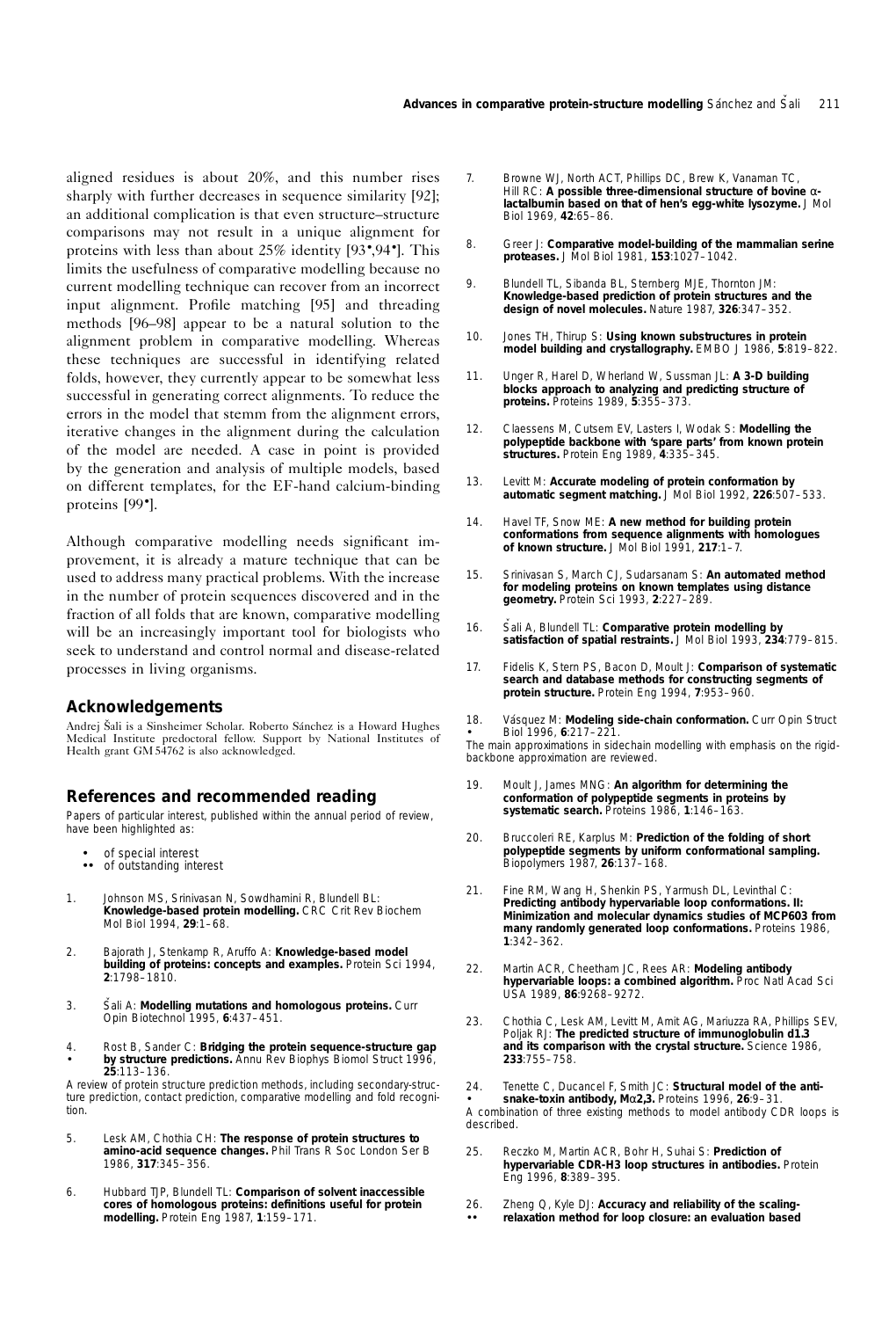aligned residues is about 20%, and this number rises sharply with further decreases in sequence similarity [92]; an additional complication is that even structure–structure comparisons may not result in a unique alignment for proteins with less than about 25% identity [93•,94•]. This limits the usefulness of comparative modelling because no current modelling technique can recover from an incorrect input alignment. Profile matching [95] and threading methods [96–98] appear to be a natural solution to the alignment problem in comparative modelling. Whereas these techniques are successful in identifying related folds, however, they currently appear to be somewhat less successful in generating correct alignments. To reduce the errors in the model that stemm from the alignment errors, iterative changes in the alignment during the calculation of the model are needed. A case in point is provided by the generation and analysis of multiple models, based on different templates, for the EF-hand calcium-binding proteins [99•].

Although comparative modelling needs significant improvement, it is already a mature technique that can be used to address many practical problems. With the increase in the number of protein sequences discovered and in the fraction of all folds that are known, comparative modelling will be an increasingly important tool for biologists who seek to understand and control normal and disease-related processes in living organisms.

## Acknowledgements

Andrej Šali is a Sinsheimer Scholar. Roberto Sánchez is a Howard Hughes Medical Institute predoctoral fellow. Support by National Institutes of Health grant GM54762 is also acknowledged.

## References and recommended reading

Papers of particular interest, published within the annual period of review, have been highlighted as:

- • of special interest
- •• of outstanding interest

1. Johnson MS, Srinivasan N, Sowdhamini R, Blundell BL: **Knowledge-based protein modelling.** CRC Crit Rev Biochem Mol Biol 1994, **29**:1–68.

2. Bajorath J, Stenkamp R, Aruffo A: **Knowledge-based model building of proteins: concepts and examples.** Protein Sci 1994, **2**:1798–1810.

3. Šali A: **Modelling mutations and homologous proteins.** Curr Opin Biotechnol 1995, **6**:437–451.

4. • Rost B, Sander C: **Bridging the protein sequence-structure gap by structure predictions.** Annu Rev Biophys Biomol Struct 1996, **25**:113–136.
A review of protein structure prediction methods, including secondary-structure prediction, contact prediction, comparative modelling and fold recognition.

5. Lesk AM, Chothia CH: **The response of protein structures to amino-acid sequence changes.** Phil Trans R Soc London Ser B 1986, **317**:345–356.

6. Hubbard TJP, Blundell TL: **Comparison of solvent inaccessible cores of homologous proteins: definitions useful for protein modelling.** Protein Eng 1987, **1**:159–171.

7. Browne WJ, North ACT, Phillips DC, Brew K, Vanaman TC, Hill RC: **A possible three-dimensional structure of bovine α-lactalbumin based on that of hen's egg-white lysozyme.** J Mol Biol 1969, **42**:65–86.

8. Greer J: **Comparative model-building of the mammalian serine proteases.** J Mol Biol 1981, **153**:1027–1042.

9. Blundell TL, Sibanda BL, Sternberg MJE, Thornton JM: **Knowledge-based prediction of protein structures and the design of novel molecules.** Nature 1987, **326**:347–352.

10. Jones TH, Thirup S: **Using known substructures in protein model building and crystallography.** EMBO J 1986, **5**:819–822.

11. Unger R, Harel D, Wherland W, Sussman JL: **A 3-D building blocks approach to analyzing and predicting structure of proteins.** Proteins 1989, **5**:355–373.

12. Claessens M, Cutsem EV, Lasters I, Wodak S: **Modelling the polypeptide backbone with 'spare parts' from known protein structures.** Protein Eng 1989, **4**:335–345.

13. Levitt M: **Accurate modeling of protein conformation by automatic segment matching.** J Mol Biol 1992, **226**:507–533.

14. Havel TF, Snow ME: **A new method for building protein conformations from sequence alignments with homologues of known structure.** J Mol Biol 1991, **217**:1–7.

15. Srinivasan S, March CJ, Sudarsanam S: **An automated method for modeling proteins on known templates using distance geometry.** Protein Sci 1993, **2**:227–289.

16. Šali A, Blundell TL: **Comparative protein modelling by satisfaction of spatial restraints.** J Mol Biol 1993, **234**:779–815.

17. Fidelis K, Stern PS, Bacon D, Moult J: **Comparison of systematic search and database methods for constructing segments of protein structure.** Protein Eng 1994, **7**:953–960.

18. • Vásquez M: **Modeling side-chain conformation.** Curr Opin Struct Biol 1996, **6**:217–221.
The main approximations in sidechain modelling with emphasis on the rigid-backbone approximation are reviewed.

19. Moult J, James MNG: **An algorithm for determining the conformation of polypeptide segments in proteins by systematic search.** Proteins 1986, **1**:146–163.

20. Bruccoleri RE, Karplus M: **Prediction of the folding of short polypeptide segments by uniform conformational sampling.** Biopolymers 1987, **26**:137–168.

21. Fine RM, Wang H, Shenkin PS, Yarmush DL, Levinthal C: **Predicting antibody hypervariable loop conformations. II: Minimization and molecular dynamics studies of MCP603 from many randomly generated loop conformations.** Proteins 1986, **1**:342–362.

22. Martin ACR, Cheetham JC, Rees AR: **Modeling antibody hypervariable loops: a combined algorithm.** Proc Natl Acad Sci USA 1989, **86**:9268–9272.

23. Chothia C, Lesk AM, Levitt M, Amit AG, Mariuzza RA, Phillips SEV, Poljak RJ: **The predicted structure of immunoglobulin d1.3 and its comparison with the crystal structure.** Science 1986, **233**:755–758.

24. • Tenette C, Ducancel F, Smith JC: **Structural model of the anti-snake-toxin antibody, Mα2,3.** Proteins 1996, **26**:9–31.
A combination of three existing methods to model antibody CDR loops is described.

25. Reczko M, Martin ACR, Bohr H, Suhai S: **Prediction of hypervariable CDR-H3 loop structures in antibodies.** Protein Eng 1996, **8**:389–395.

26. •• Zheng Q, Kyle DJ: **Accuracy and reliability of the scaling-relaxation method for loop closure: an evaluation based**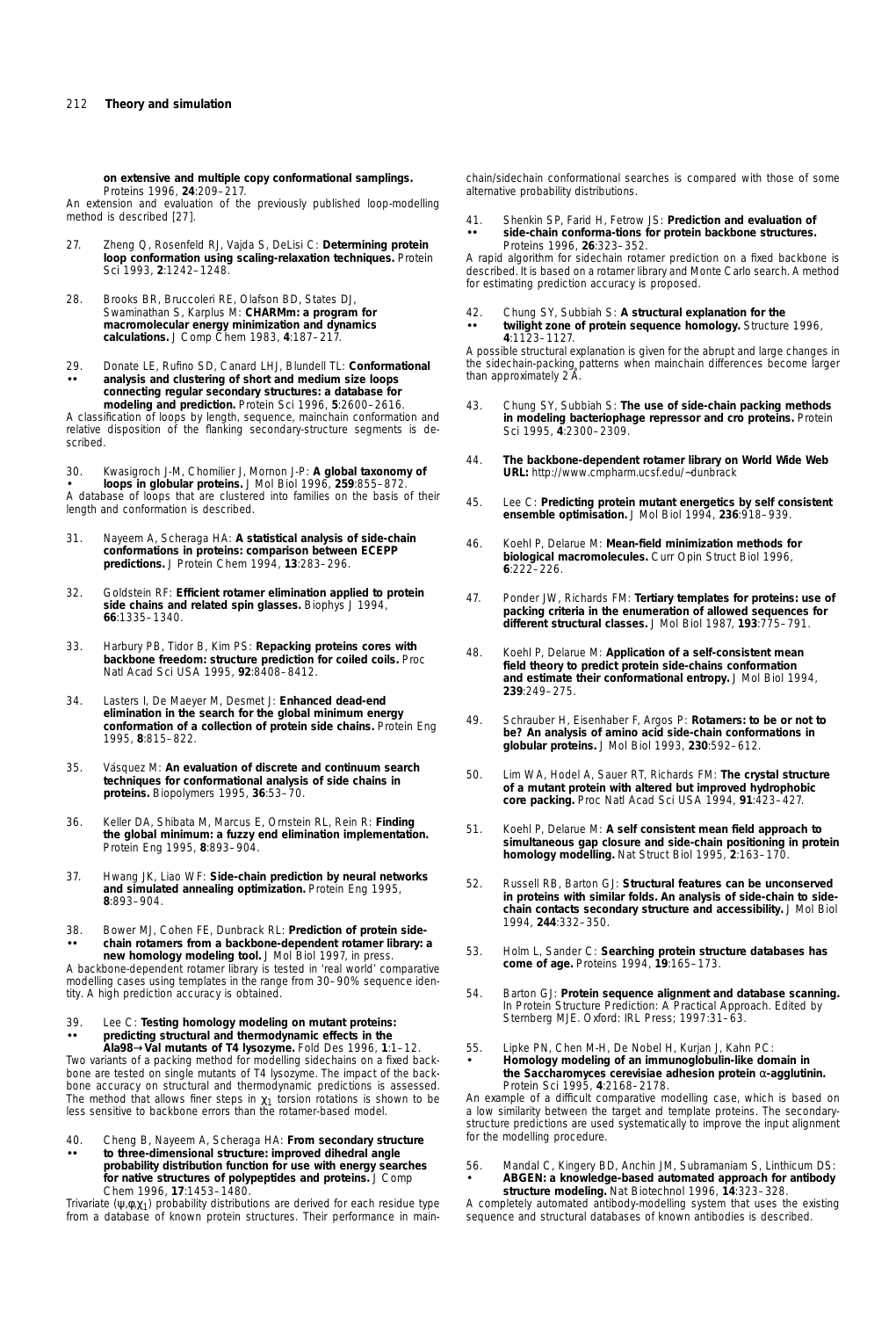**on extensive and multiple copy conformational samplings.** Proteins 1996, **24**:209–217.

An extension and evaluation of the previously published loop-modelling method is described [27].

27. Zheng Q, Rosenfeld RJ, Vajda S, DeLisi C: **Determining protein loop conformation using scaling-relaxation techniques.** Protein Sci 1993, **2**:1242–1248.

28. Brooks BR, Bruccoleri RE, Olafson BD, States DJ, Swaminathan S, Karplus M: **CHARMm: a program for macromolecular energy minimization and dynamics calculations.** J Comp Chem 1983, **4**:187–217.

29. •• Donate LE, Rufino SD, Canard LHJ, Blundell TL: **Conformational analysis and clustering of short and medium size loops connecting regular secondary structures: a database for modeling and prediction.** Protein Sci 1996, **5**:2600–2616.

A classification of loops by length, sequence, mainchain conformation and relative disposition of the flanking secondary-structure segments is described.

30. • Kwasigroch J-M, Chomilier J, Mornon J-P: **A global taxonomy of loops in globular proteins.** J Mol Biol 1996, **259**:855–872.

A database of loops that are clustered into families on the basis of their length and conformation is described.

31. Nayeem A, Scheraga HA: **A statistical analysis of side-chain conformations in proteins: comparison between ECEPP predictions.** J Protein Chem 1994, **13**:283–296.

32. Goldstein RF: **Efficient rotamer elimination applied to protein side chains and related spin glasses.** Biophys J 1994, **66**:1335–1340.

33. Harbury PB, Tidor B, Kim PS: **Repacking proteins cores with backbone freedom: structure prediction for coiled coils.** Proc Natl Acad Sci USA 1995, **92**:8408–8412.

34. Lasters I, De Maeyer M, Desmet J: **Enhanced dead-end elimination in the search for the global minimum energy conformation of a collection of protein side chains.** Protein Eng 1995, **8**:815–822.

35. Vásquez M: **An evaluation of discrete and continuum search techniques for conformational analysis of side chains in proteins.** Biopolymers 1995, **36**:53–70.

36. Keller DA, Shibata M, Marcus E, Ornstein RL, Rein R: **Finding the global minimum: a fuzzy end elimination implementation.** Protein Eng 1995, **8**:893–904.

37. Hwang JK, Liao WF: **Side-chain prediction by neural networks and simulated annealing optimization.** Protein Eng 1995, **8**:893–904.

38. •• Bower MJ, Cohen FE, Dunbrack RL: **Prediction of protein side-chain rotamers from a backbone-dependent rotamer library: a new homology modeling tool.** J Mol Biol 1997, in press.

A backbone-dependent rotamer library is tested in 'real world' comparative modelling cases using templates in the range from 30–90% sequence identity. A high prediction accuracy is obtained.

39. •• Lee C: **Testing homology modeling on mutant proteins: predicting structural and thermodynamic effects in the Ala98→Val mutants of T4 lysozyme.** Fold Des 1996, **1**:1–12.

Two variants of a packing method for modelling sidechains on a fixed backbone are tested on single mutants of T4 lysozyme. The impact of the backbone accuracy on structural and thermodynamic predictions is assessed. The method that allows finer steps in $\chi_1$ torsion rotations is shown to be less sensitive to backbone errors than the rotamer-based model.

40. •• Cheng B, Nayeem A, Scheraga HA: **From secondary structure to three-dimensional structure: improved dihedral angle probability distribution function for use with energy searches for native structures of polypeptides and proteins.** J Comp Chem 1996, **17**:1453–1480.

Trivariate ($\psi,\phi,\chi_1$) probability distributions are derived for each residue type from a database of known protein structures. Their performance in mainchain/sidechain conformational searches is compared with those of some alternative probability distributions.

41. •• Shenkin SP, Farid H, Fetrow JS: **Prediction and evaluation of side-chain conforma-tions for protein backbone structures.** Proteins 1996, **26**:323–352.

A rapid algorithm for sidechain rotamer prediction on a fixed backbone is described. It is based on a rotamer library and Monte Carlo search. A method for estimating prediction accuracy is proposed.

42. •• Chung SY, Subbiah S: **A structural explanation for the twilight zone of protein sequence homology.** Structure 1996, **4**:1123–1127.

A possible structural explanation is given for the abrupt and large changes in the sidechain-packing patterns when mainchain differences become larger than approximately 2 Å.

43. Chung SY, Subbiah S: **The use of side-chain packing methods in modeling bacteriophage repressor and cro proteins.** Protein Sci 1995, **4**:2300–2309.

44. **The backbone-dependent rotamer library on World Wide Web URL:** http://www.cmpharm.ucsf.edu/~dunbrack

45. Lee C: **Predicting protein mutant energetics by self consistent ensemble optimisation.** J Mol Biol 1994, **236**:918–939.

46. Koehl P, Delarue M: **Mean-field minimization methods for biological macromolecules.** Curr Opin Struct Biol 1996, **6**:222–226.

47. Ponder JW, Richards FM: **Tertiary templates for proteins: use of packing criteria in the enumeration of allowed sequences for different structural classes.** J Mol Biol 1987, **193**:775–791.

48. Koehl P, Delarue M: **Application of a self-consistent mean field theory to predict protein side-chains conformation and estimate their conformational entropy.** J Mol Biol 1994, **239**:249–275.

49. Schrauber H, Eisenhaber F, Argos P: **Rotamers: to be or not to be? An analysis of amino acid side-chain conformations in globular proteins.** J Mol Biol 1993, **230**:592–612.

50. Lim WA, Hodel A, Sauer RT, Richards FM: **The crystal structure of a mutant protein with altered but improved hydrophobic core packing.** Proc Natl Acad Sci USA 1994, **91**:423–427.

51. Koehl P, Delarue M: **A self consistent mean field approach to simultaneous gap closure and side-chain positioning in protein homology modelling.** Nat Struct Biol 1995, **2**:163–170.

52. Russell RB, Barton GJ: **Structural features can be unconserved in proteins with similar folds. An analysis of side-chain to side-chain contacts secondary structure and accessibility.** J Mol Biol 1994, **244**:332–350.

53. Holm L, Sander C: **Searching protein structure databases has come of age.** Proteins 1994, **19**:165–173.

54. Barton GJ: **Protein sequence alignment and database scanning.** In Protein Structure Prediction: A Practical Approach. Edited by Sternberg MJE. Oxford: IRL Press; 1997:31–63.

55. • Lipke PN, Chen M-H, De Nobel H, Kurjan J, Kahn PC: **Homology modeling of an immunoglobulin-like domain in the *Saccharomyces cerevisiae* adhesion protein α-agglutinin.** Protein Sci 1995, **4**:2168–2178.

An example of a difficult comparative modelling case, which is based on a low similarity between the target and template proteins. The secondary-structure predictions are used systematically to improve the input alignment for the modelling procedure.

56. • Mandal C, Kingery BD, Anchin JM, Subramaniam S, Linthicum DS: **ABGEN: a knowledge-based automated approach for antibody structure modeling.** Nat Biotechnol 1996, **14**:323–328.

A completely automated antibody-modelling system that uses the existing sequence and structural databases of known antibodies is described.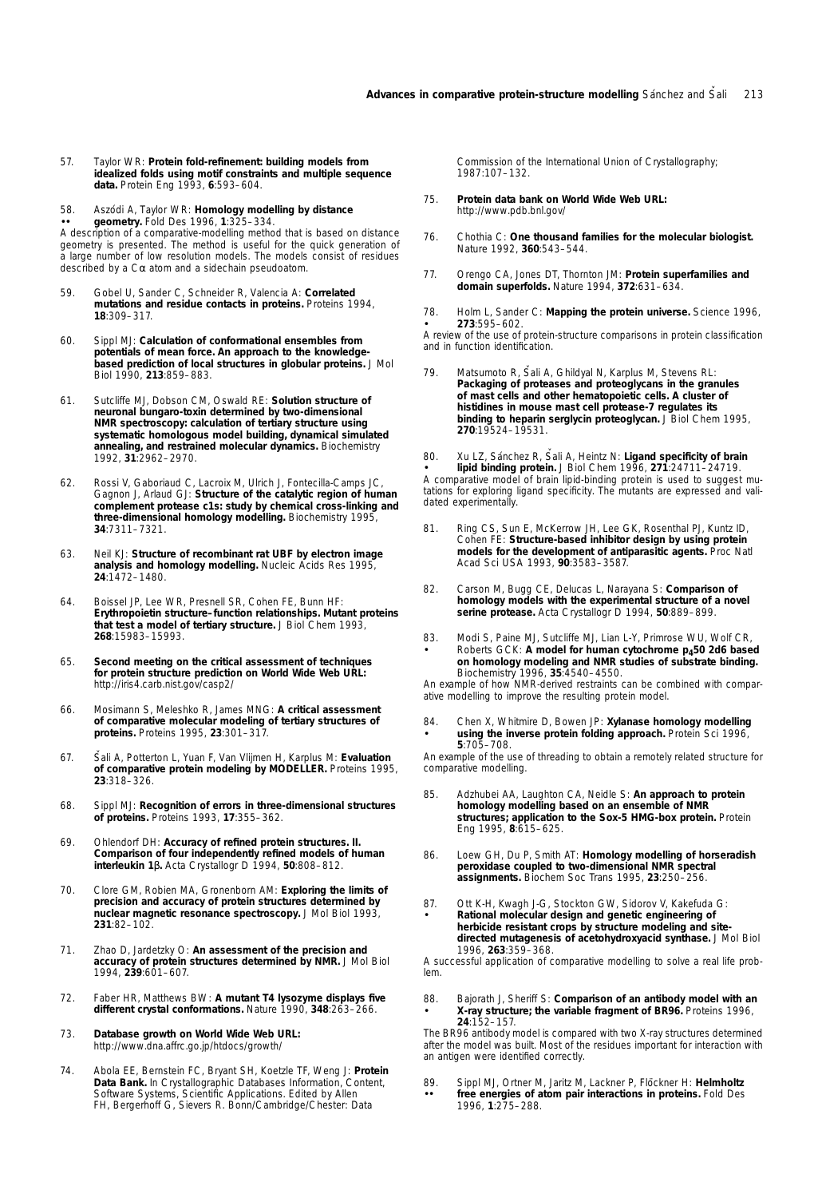57. Taylor WR: **Protein fold-refinement: building models from idealized folds using motif constraints and multiple sequence data.** Protein Eng 1993, **6**:593–604.

58. Aszódi A, Taylor WR: **Homology modelling by distance •• geometry.** Fold Des 1996, **1**:325–334.
A description of a comparative-modelling method that is based on distance geometry is presented. The method is useful for the quick generation of a large number of low resolution models. The models consist of residues described by a Cα atom and a sidechain pseudoatom.

59. Gobel U, Sander C, Schneider R, Valencia A: **Correlated mutations and residue contacts in proteins.** Proteins 1994, **18**:309–317.

60. Sippl MJ: **Calculation of conformational ensembles from potentials of mean force. An approach to the knowledge-based prediction of local structures in globular proteins.** J Mol Biol 1990, **213**:859–883.

61. Sutcliffe MJ, Dobson CM, Oswald RE: **Solution structure of neuronal bungaro-toxin determined by two-dimensional NMR spectroscopy: calculation of tertiary structure using systematic homologous model building, dynamical simulated annealing, and restrained molecular dynamics.** Biochemistry 1992, **31**:2962–2970.

62. Rossi V, Gaboriaud C, Lacroix M, Ulrich J, Fontecilla-Camps JC, Gagnon J, Arlaud GJ: **Structure of the catalytic region of human complement protease c1s: study by chemical cross-linking and three-dimensional homology modelling.** Biochemistry 1995, **34**:7311–7321.

63. Neil KJ: **Structure of recombinant rat UBF by electron image analysis and homology modelling.** Nucleic Acids Res 1995, **24**:1472–1480.

64. Boissel JP, Lee WR, Presnell SR, Cohen FE, Bunn HF: **Erythropoietin structure–function relationships. Mutant proteins that test a model of tertiary structure.** J Biol Chem 1993, **268**:15983–15993.

65. **Second meeting on the critical assessment of techniques for protein structure prediction on World Wide Web URL:** http://iris4.carb.nist.gov/casp2/

66. Mosimann S, Meleshko R, James MNG: **A critical assessment of comparative molecular modeling of tertiary structures of proteins.** Proteins 1995, **23**:301–317.

67. Šali A, Potterton L, Yuan F, Van Vlijmen H, Karplus M: **Evaluation of comparative protein modeling by MODELLER.** Proteins 1995, **23**:318–326.

68. Sippl MJ: **Recognition of errors in three-dimensional structures of proteins.** Proteins 1993, **17**:355–362.

69. Ohlendorf DH: **Accuracy of refined protein structures. II. Comparison of four independently refined models of human interleukin 1β.** Acta Crystallogr D 1994, **50**:808–812.

70. Clore GM, Robien MA, Gronenborn AM: **Exploring the limits of precision and accuracy of protein structures determined by nuclear magnetic resonance spectroscopy.** J Mol Biol 1993, **231**:82–102.

71. Zhao D, Jardetzky O: **An assessment of the precision and accuracy of protein structures determined by NMR.** J Mol Biol 1994, **239**:601–607.

72. Faber HR, Matthews BW: **A mutant T4 lysozyme displays five different crystal conformations.** Nature 1990, **348**:263–266.

73. **Database growth on World Wide Web URL:** http://www.dna.affrc.go.jp/htdocs/growth/

74. Abola EE, Bernstein FC, Bryant SH, Koetzle TF, Weng J: **Protein Data Bank.** In Crystallographic Databases Information, Content, Software Systems, Scientific Applications. Edited by Allen FH, Bergerhoff G, Sievers R. Bonn/Cambridge/Chester: Data Commission of the International Union of Crystallography; 1987:107–132.

75. **Protein data bank on World Wide Web URL:** http://www.pdb.bnl.gov/

76. Chothia C: **One thousand families for the molecular biologist.** Nature 1992, **360**:543–544.

77. Orengo CA, Jones DT, Thornton JM: **Protein superfamilies and domain superfolds.** Nature 1994, **372**:631–634.

78. Holm L, Sander C: **Mapping the protein universe.** Science 1996, • **273**:595–602.
A review of the use of protein-structure comparisons in protein classification and in function identification.

79. Matsumoto R, Šali A, Ghildyal N, Karplus M, Stevens RL: **Packaging of proteases and proteoglycans in the granules of mast cells and other hematopoietic cells. A cluster of histidines in mouse mast cell protease-7 regulates its binding to heparin serglycin proteoglycan.** J Biol Chem 1995, **270**:19524–19531.

80. Xu LZ, Sánchez R, Šali A, Heintz N: **Ligand specificity of brain • lipid binding protein.** J Biol Chem 1996, **271**:24711–24719.
A comparative model of brain lipid-binding protein is used to suggest mutations for exploring ligand specificity. The mutants are expressed and validated experimentally.

81. Ring CS, Sun E, McKerrow JH, Lee GK, Rosenthal PJ, Kuntz ID, Cohen FE: **Structure-based inhibitor design by using protein models for the development of antiparasitic agents.** Proc Natl Acad Sci USA 1993, **90**:3583–3587.

82. Carson M, Bugg CE, Delucas L, Narayana S: **Comparison of homology models with the experimental structure of a novel serine protease.** Acta Crystallogr D 1994, **50**:889–899.

83. Modi S, Paine MJ, Sutcliffe MJ, Lian L-Y, Primrose WU, Wolf CR, • Roberts GCK: **A model for human cytochrome $p_4$50 2d6 based on homology modeling and NMR studies of substrate binding.** Biochemistry 1996, **35**:4540–4550.
An example of how NMR-derived restraints can be combined with comparative modelling to improve the resulting protein model.

84. Chen X, Whitmire D, Bowen JP: **Xylanase homology modelling • using the inverse protein folding approach.** Protein Sci 1996, **5**:705–708.
An example of the use of threading to obtain a remotely related structure for comparative modelling.

85. Adzhubei AA, Laughton CA, Neidle S: **An approach to protein homology modelling based on an ensemble of NMR structures; application to the Sox-5 HMG-box protein.** Protein Eng 1995, **8**:615–625.

86. Loew GH, Du P, Smith AT: **Homology modelling of horseradish peroxidase coupled to two-dimensional NMR spectral assignments.** Biochem Soc Trans 1995, **23**:250–256.

87. Ott K-H, Kwagh J-G, Stockton GW, Sidorov V, Kakefuda G: • **Rational molecular design and genetic engineering of herbicide resistant crops by structure modeling and site-directed mutagenesis of acetohydroxyacid synthase.** J Mol Biol 1996, **263**:359–368.
A successful application of comparative modelling to solve a real life problem.

88. Bajorath J, Sheriff S: **Comparison of an antibody model with an • X-ray structure; the variable fragment of BR96.** Proteins 1996, **24**:152–157.
The BR96 antibody model is compared with two X-ray structures determined after the model was built. Most of the residues important for interaction with an antigen were identified correctly.

89. Sippl MJ, Ortner M, Jaritz M, Lackner P, Flöckner H: **Helmholtz •• free energies of atom pair interactions in proteins.** Fold Des 1996, **1**:275–288.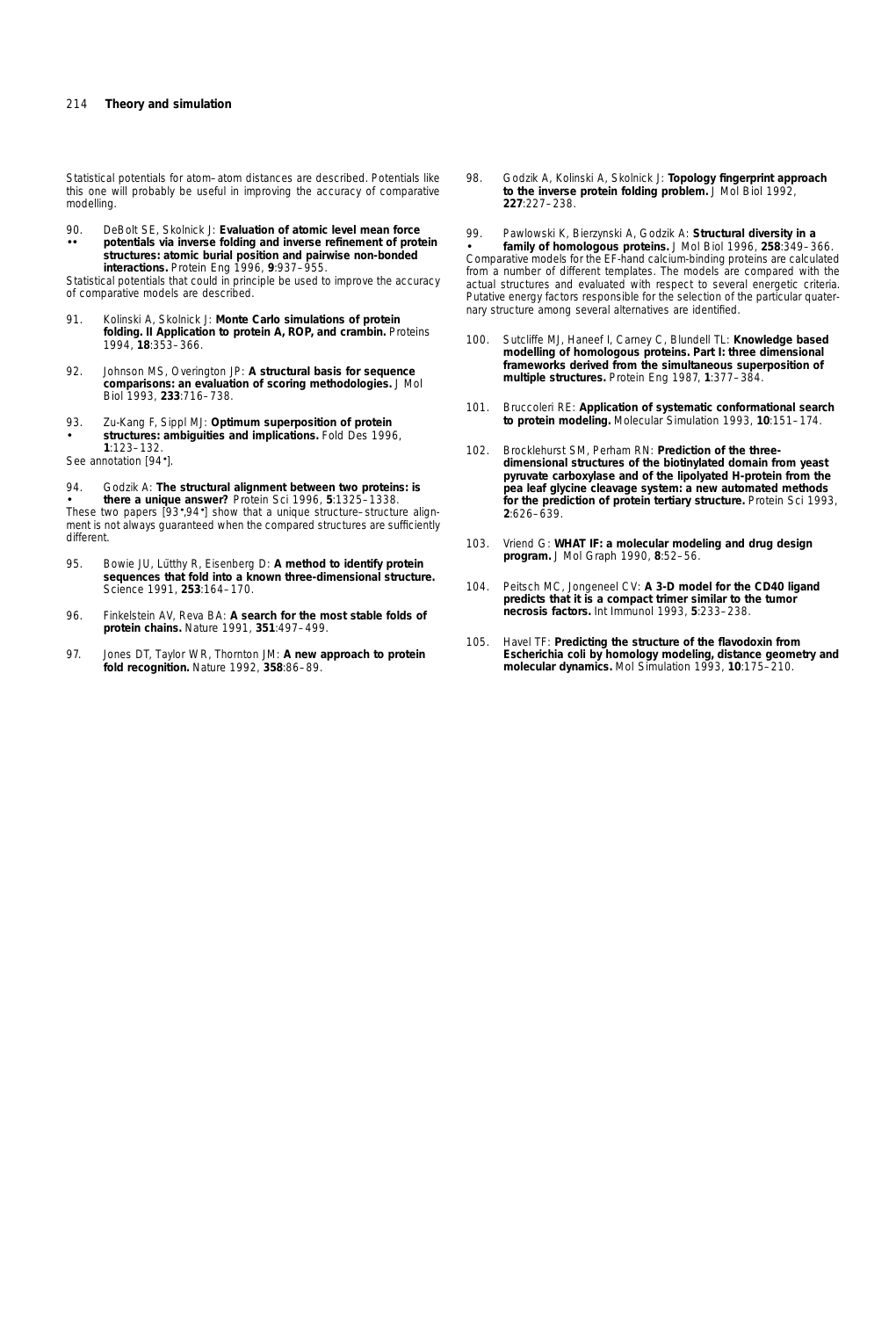Statistical potentials for atom–atom distances are described. Potentials like this one will probably be useful in improving the accuracy of comparative modelling.

90. •• DeBolt SE, Skolnick J: **Evaluation of atomic level mean force potentials via inverse folding and inverse refinement of protein structures: atomic burial position and pairwise non-bonded interactions.** Protein Eng 1996, **9**:937–955.
Statistical potentials that could in principle be used to improve the accuracy of comparative models are described.

91. Kolinski A, Skolnick J: **Monte Carlo simulations of protein folding. II Application to protein A, ROP, and crambin.** Proteins 1994, **18**:353–366.

92. Johnson MS, Overington JP: **A structural basis for sequence comparisons: an evaluation of scoring methodologies.** J Mol Biol 1993, **233**:716–738.

93. • Zu-Kang F, Sippl MJ: **Optimum superposition of protein structures: ambiguities and implications.** Fold Des 1996, **1**:123–132.
See annotation [94•].

94. • Godzik A: **The structural alignment between two proteins: is there a unique answer?** Protein Sci 1996, **5**:1325–1338.
These two papers [93•,94•] show that a unique structure–structure alignment is not always guaranteed when the compared structures are sufficiently different.

95. Bowie JU, Lüthy R, Eisenberg D: **A method to identify protein sequences that fold into a known three-dimensional structure.** Science 1991, **253**:164–170.

96. Finkelstein AV, Reva BA: **A search for the most stable folds of protein chains.** Nature 1991, **351**:497–499.

97. Jones DT, Taylor WR, Thornton JM: **A new approach to protein fold recognition.** Nature 1992, **358**:86–89.

98. Godzik A, Kolinski A, Skolnick J: **Topology fingerprint approach to the inverse protein folding problem.** J Mol Biol 1992, **227**:227–238.

99. • Pawlowski K, Bierzynski A, Godzik A: **Structural diversity in a family of homologous proteins.** J Mol Biol 1996, **258**:349–366.
Comparative models for the EF-hand calcium-binding proteins are calculated from a number of different templates. The models are compared with the actual structures and evaluated with respect to several energetic criteria. Putative energy factors responsible for the selection of the particular quaternary structure among several alternatives are identified.

100. Sutcliffe MJ, Haneef I, Carney C, Blundell TL: **Knowledge based modelling of homologous proteins. Part I: three dimensional frameworks derived from the simultaneous superposition of multiple structures.** Protein Eng 1987, **1**:377–384.

101. Bruccoleri RE: **Application of systematic conformational search to protein modeling.** Molecular Simulation 1993, **10**:151–174.

102. Brocklehurst SM, Perham RN: **Prediction of the three-dimensional structures of the biotinylated domain from yeast pyruvate carboxylase and of the lipolyated H-protein from the pea leaf glycine cleavage system: a new automated methods for the prediction of protein tertiary structure.** Protein Sci 1993, **2**:626–639.

103. Vriend G: **WHAT IF: a molecular modeling and drug design program.** J Mol Graph 1990, **8**:52–56.

104. Peitsch MC, Jongeneel CV: **A 3-D model for the CD40 ligand predicts that it is a compact trimer similar to the tumor necrosis factors.** Int Immunol 1993, **5**:233–238.

105. Havel TF: **Predicting the structure of the flavodoxin from Escherichia coli by homology modeling, distance geometry and molecular dynamics.** Mol Simulation 1993, **10**:175–210.